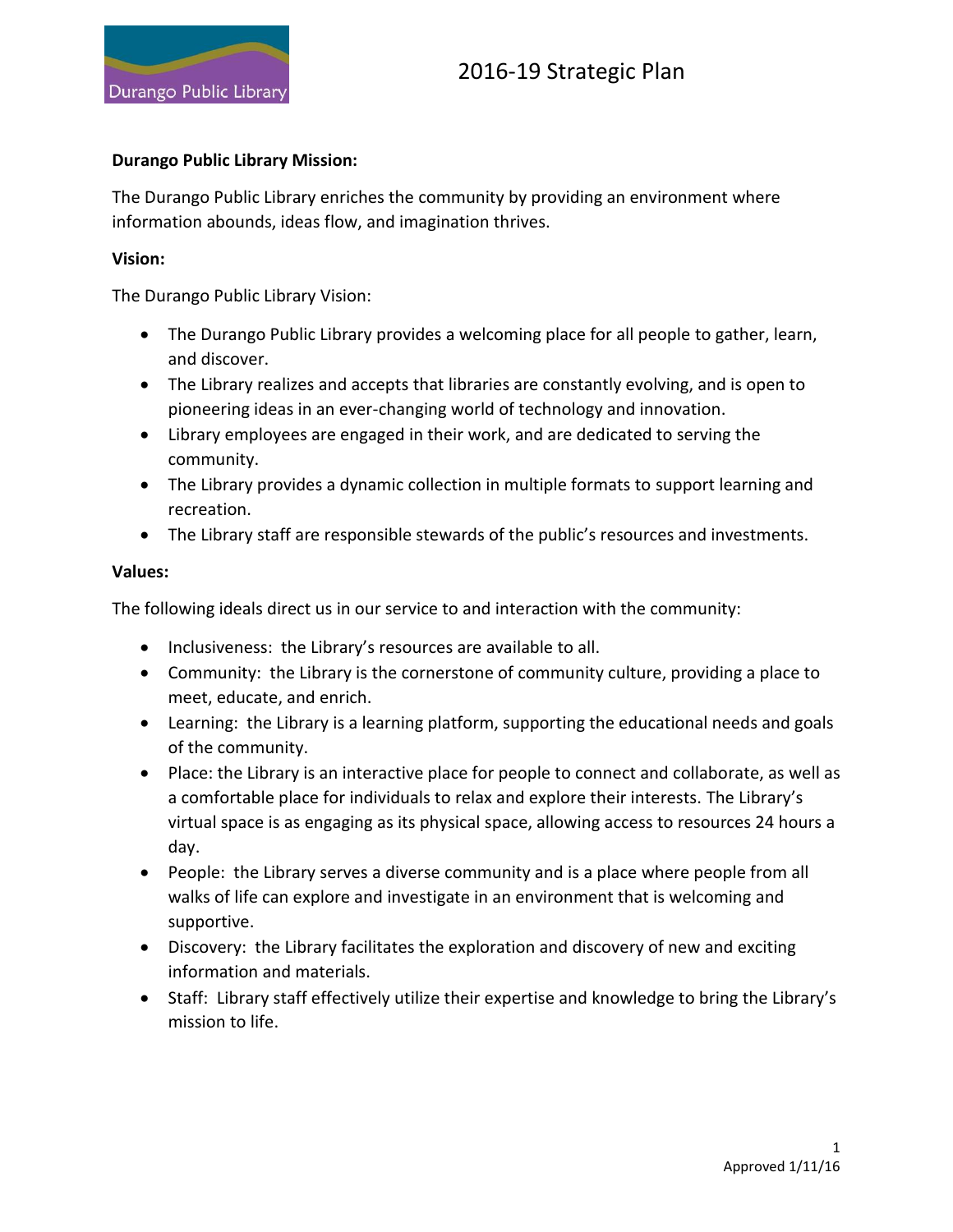# 2016-19 Strategic Plan

**Durango Public Library Mission:**

The Durango Public Library enriches the community by providing an environment where information abounds, ideas flow, and imagination thrives.

**Vision:**

The Durango Public Library Vision:

- The Durango Public Library provides a welcoming place for all people to gather, learn, and discover.
- The Library realizes and accepts that libraries are constantly evolving, and is open to pioneering ideas in an ever-changing world of technology and innovation.
- Library employees are engaged in their work, and are dedicated to serving the community.
- The Library provides a dynamic collection in multiple formats to support learning and recreation.
- The Library staff are responsible stewards of the public's resources and investments.

**Values:**

The following ideals direct us in our service to and interaction with the community:

- Inclusiveness: the Library's resources are available to all.
- Community: the Library is the cornerstone of community culture, providing a place to meet, educate, and enrich.
- Learning: the Library is a learning platform, supporting the educational needs and goals of the community.
- Place: the Library is an interactive place for people to connect and collaborate, as well as a comfortable place for individuals to relax and explore their interests. The Library's virtual space is as engaging as its physical space, allowing access to resources 24 hours a day.
- People: the Library serves a diverse community and is a place where people from all walks of life can explore and investigate in an environment that is welcoming and supportive.
- Discovery: the Library facilitates the exploration and discovery of new and exciting information and materials.
- Staff: Library staff effectively utilize their expertise and knowledge to bring the Library's mission to life.

Approved 1/11/16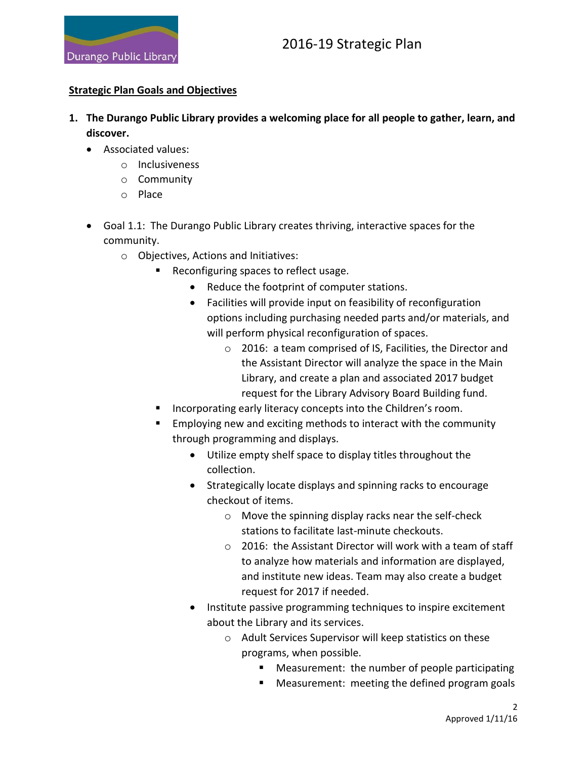**Strategic Plan Goals and Objectives**

1. **The Durango Public Library provides a welcoming place for all people to gather, learn, and discover.**
   - Associated values:
     - Inclusiveness
     - Community
     - Place
   - Goal 1.1: The Durango Public Library creates thriving, interactive spaces for the community.
     - Objectives, Actions and Initiatives:
       - Reconfiguring spaces to reflect usage.
         - Reduce the footprint of computer stations.
         - Facilities will provide input on feasibility of reconfiguration options including purchasing needed parts and/or materials, and will perform physical reconfiguration of spaces.
           - 2016: a team comprised of IS, Facilities, the Director and the Assistant Director will analyze the space in the Main Library, and create a plan and associated 2017 budget request for the Library Advisory Board Building fund.
       - Incorporating early literacy concepts into the Children's room.
       - Employing new and exciting methods to interact with the community through programming and displays.
         - Utilize empty shelf space to display titles throughout the collection.
         - Strategically locate displays and spinning racks to encourage checkout of items.
           - Move the spinning display racks near the self-check stations to facilitate last-minute checkouts.
           - 2016: the Assistant Director will work with a team of staff to analyze how materials and information are displayed, and institute new ideas. Team may also create a budget request for 2017 if needed.
         - Institute passive programming techniques to inspire excitement about the Library and its services.
           - Adult Services Supervisor will keep statistics on these programs, when possible.
             - Measurement: the number of people participating
             - Measurement: meeting the defined program goals

Approved 1/11/16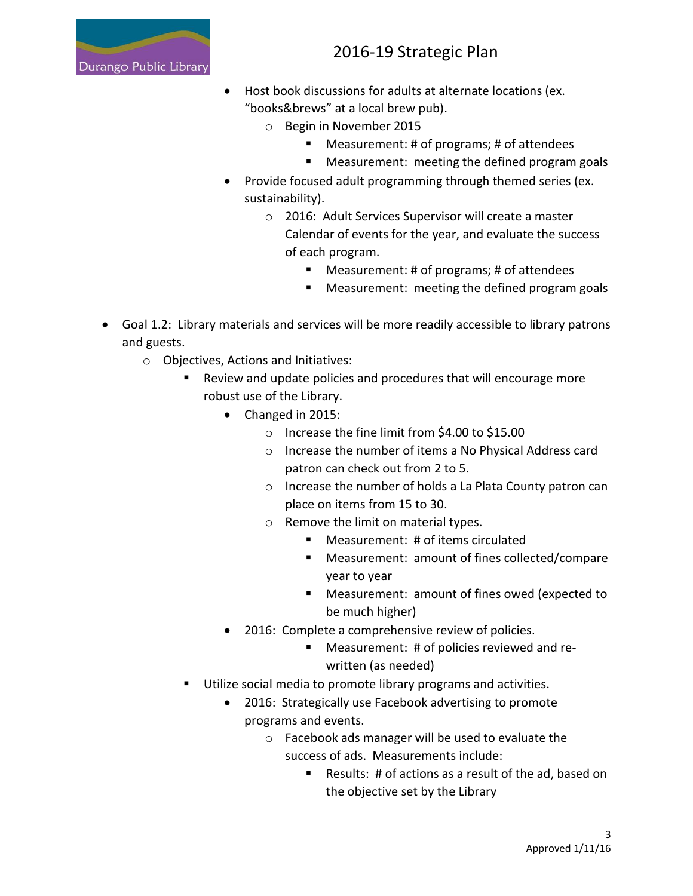- Host book discussions for adults at alternate locations (ex. “books&brews” at a local brew pub).
  - Begin in November 2015
    - Measurement: # of programs; # of attendees
    - Measurement: meeting the defined program goals
- Provide focused adult programming through themed series (ex. sustainability).
  - 2016: Adult Services Supervisor will create a master Calendar of events for the year, and evaluate the success of each program.
    - Measurement: # of programs; # of attendees
    - Measurement: meeting the defined program goals

- Goal 1.2: Library materials and services will be more readily accessible to library patrons and guests.
  - Objectives, Actions and Initiatives:
    - Review and update policies and procedures that will encourage more robust use of the Library.
      - Changed in 2015:
        - Increase the fine limit from $4.00 to $15.00
        - Increase the number of items a No Physical Address card patron can check out from 2 to 5.
        - Increase the number of holds a La Plata County patron can place on items from 15 to 30.
        - Remove the limit on material types.
          - Measurement: # of items circulated
          - Measurement: amount of fines collected/compare year to year
          - Measurement: amount of fines owed (expected to be much higher)
      - 2016: Complete a comprehensive review of policies.
          - Measurement: # of policies reviewed and re-written (as needed)
    - Utilize social media to promote library programs and activities.
      - 2016: Strategically use Facebook advertising to promote programs and events.
        - Facebook ads manager will be used to evaluate the success of ads. Measurements include:
          - Results: # of actions as a result of the ad, based on the objective set by the Library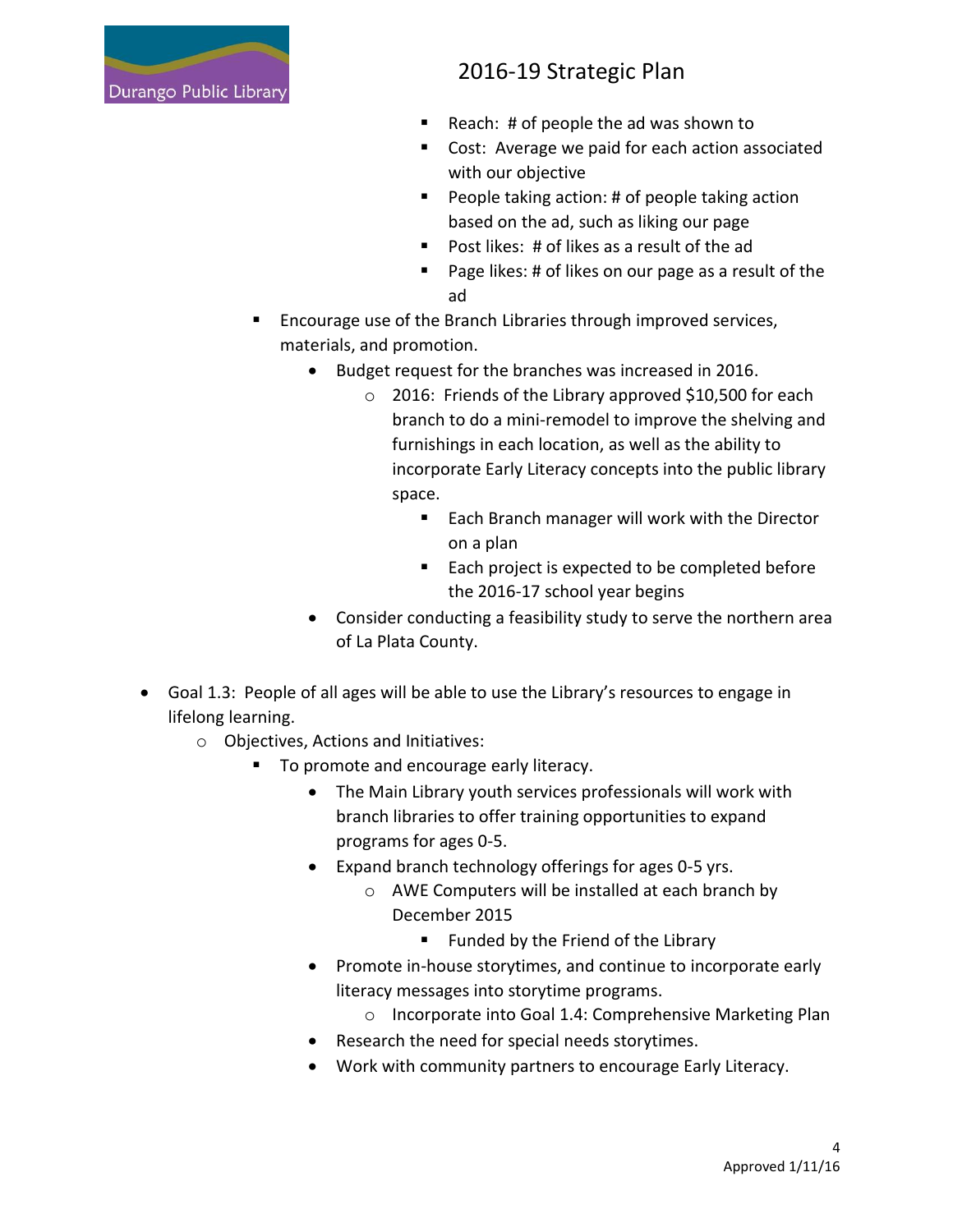- Reach: # of people the ad was shown to
- Cost: Average we paid for each action associated with our objective
- People taking action: # of people taking action based on the ad, such as liking our page
- Post likes: # of likes as a result of the ad
- Page likes: # of likes on our page as a result of the ad

- Encourage use of the Branch Libraries through improved services, materials, and promotion.
  - Budget request for the branches was increased in 2016.
    - 2016: Friends of the Library approved $10,500 for each branch to do a mini-remodel to improve the shelving and furnishings in each location, as well as the ability to incorporate Early Literacy concepts into the public library space.
      - Each Branch manager will work with the Director on a plan
      - Each project is expected to be completed before the 2016-17 school year begins
  - Consider conducting a feasibility study to serve the northern area of La Plata County.

- Goal 1.3: People of all ages will be able to use the Library's resources to engage in lifelong learning.
  - Objectives, Actions and Initiatives:
    - To promote and encourage early literacy.
      - The Main Library youth services professionals will work with branch libraries to offer training opportunities to expand programs for ages 0-5.
      - Expand branch technology offerings for ages 0-5 yrs.
        - AWE Computers will be installed at each branch by December 2015
          - Funded by the Friend of the Library
      - Promote in-house storytimes, and continue to incorporate early literacy messages into storytime programs.
        - Incorporate into Goal 1.4: Comprehensive Marketing Plan
      - Research the need for special needs storytimes.
      - Work with community partners to encourage Early Literacy.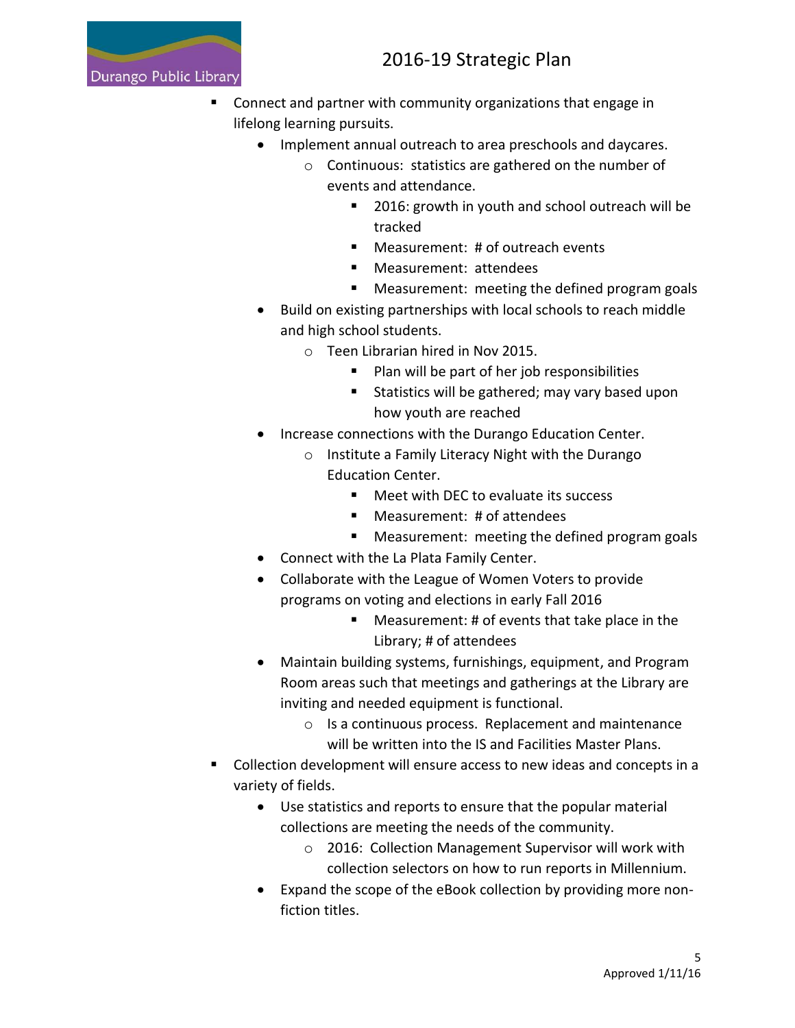- Connect and partner with community organizations that engage in lifelong learning pursuits.
  - Implement annual outreach to area preschools and daycares.
    - Continuous: statistics are gathered on the number of events and attendance.
      - 2016: growth in youth and school outreach will be tracked
      - Measurement: # of outreach events
      - Measurement: attendees
      - Measurement: meeting the defined program goals
  - Build on existing partnerships with local schools to reach middle and high school students.
    - Teen Librarian hired in Nov 2015.
      - Plan will be part of her job responsibilities
      - Statistics will be gathered; may vary based upon how youth are reached
  - Increase connections with the Durango Education Center.
    - Institute a Family Literacy Night with the Durango Education Center.
      - Meet with DEC to evaluate its success
      - Measurement: # of attendees
      - Measurement: meeting the defined program goals
  - Connect with the La Plata Family Center.
  - Collaborate with the League of Women Voters to provide programs on voting and elections in early Fall 2016
      - Measurement: # of events that take place in the Library; # of attendees
  - Maintain building systems, furnishings, equipment, and Program Room areas such that meetings and gatherings at the Library are inviting and needed equipment is functional.
    - Is a continuous process. Replacement and maintenance will be written into the IS and Facilities Master Plans.
- Collection development will ensure access to new ideas and concepts in a variety of fields.
  - Use statistics and reports to ensure that the popular material collections are meeting the needs of the community.
    - 2016: Collection Management Supervisor will work with collection selectors on how to run reports in Millennium.
  - Expand the scope of the eBook collection by providing more non-fiction titles.

Approved 1/11/16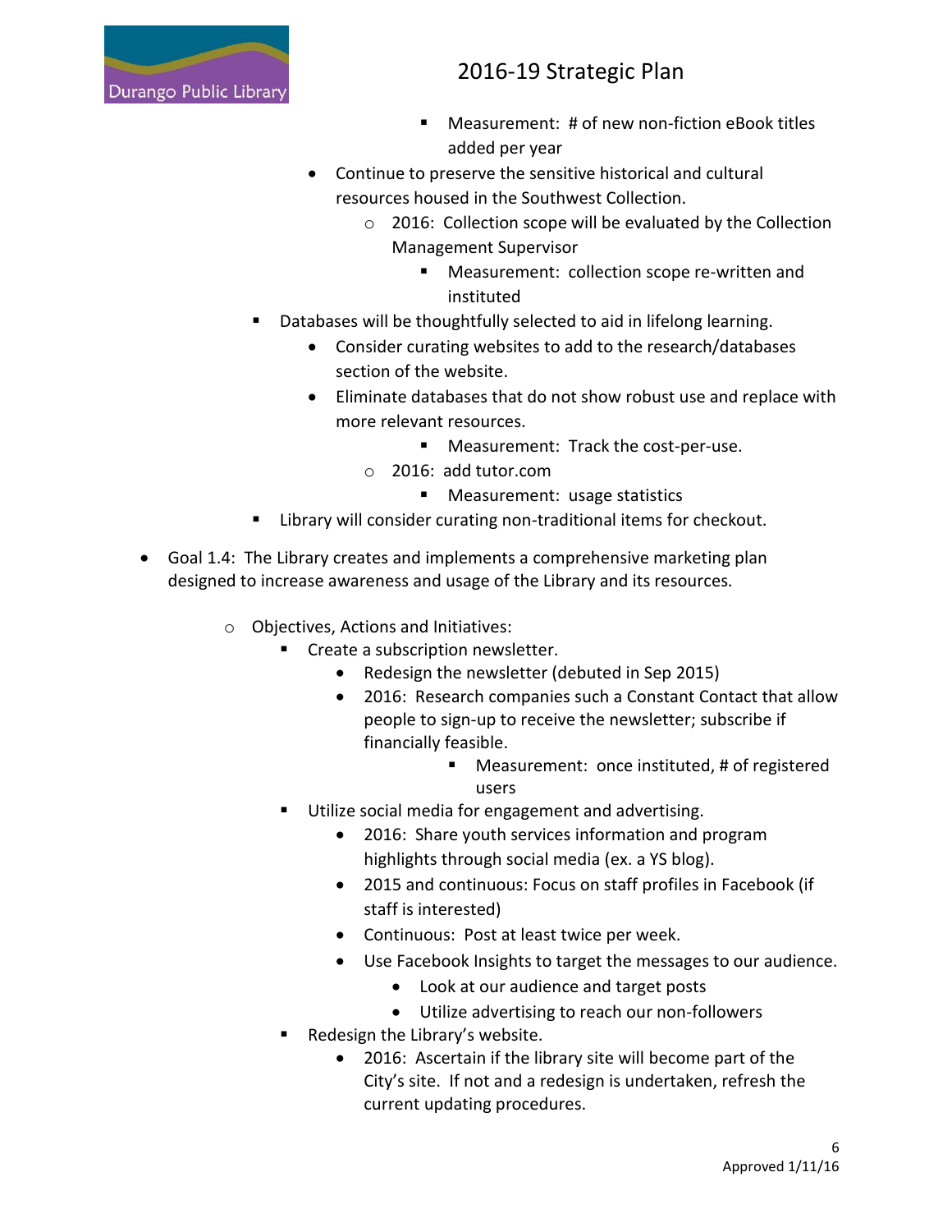- Measurement: # of new non-fiction eBook titles added per year
    - Continue to preserve the sensitive historical and cultural resources housed in the Southwest Collection.
        - 2016: Collection scope will be evaluated by the Collection Management Supervisor
            - Measurement: collection scope re-written and instituted
- Databases will be thoughtfully selected to aid in lifelong learning.
    - Consider curating websites to add to the research/databases section of the website.
    - Eliminate databases that do not show robust use and replace with more relevant resources.
            - Measurement: Track the cost-per-use.
        - 2016: add tutor.com
            - Measurement: usage statistics
- Library will consider curating non-traditional items for checkout.

- Goal 1.4: The Library creates and implements a comprehensive marketing plan designed to increase awareness and usage of the Library and its resources.

    - Objectives, Actions and Initiatives:
        - Create a subscription newsletter.
            - Redesign the newsletter (debuted in Sep 2015)
            - 2016: Research companies such a Constant Contact that allow people to sign-up to receive the newsletter; subscribe if financially feasible.
                - Measurement: once instituted, # of registered users
        - Utilize social media for engagement and advertising.
            - 2016: Share youth services information and program highlights through social media (ex. a YS blog).
            - 2015 and continuous: Focus on staff profiles in Facebook (if staff is interested)
            - Continuous: Post at least twice per week.
            - Use Facebook Insights to target the messages to our audience.
                - Look at our audience and target posts
                - Utilize advertising to reach our non-followers
        - Redesign the Library's website.
            - 2016: Ascertain if the library site will become part of the City's site. If not and a redesign is undertaken, refresh the current updating procedures.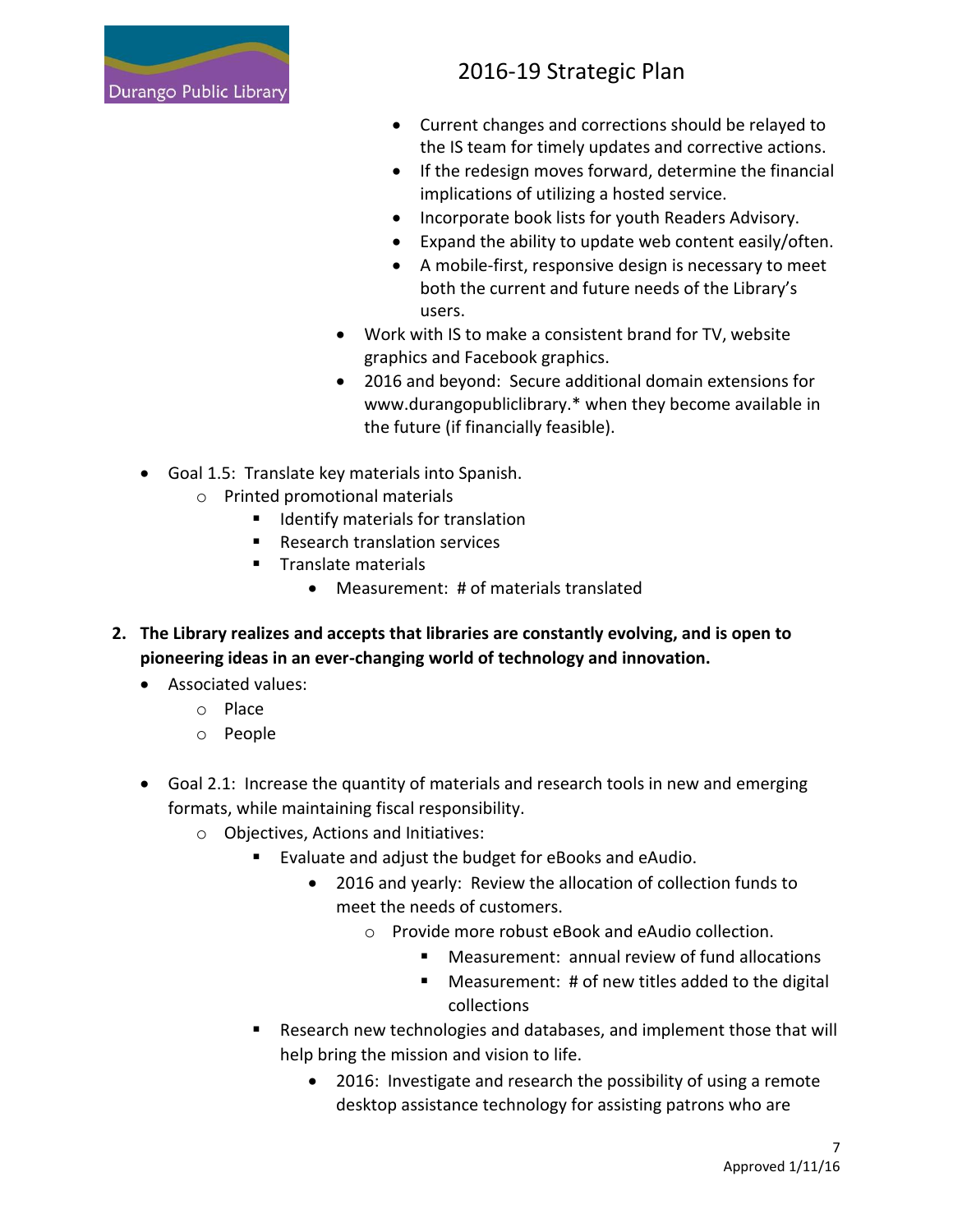- Current changes and corrections should be relayed to the IS team for timely updates and corrective actions.
        - If the redesign moves forward, determine the financial implications of utilizing a hosted service.
        - Incorporate book lists for youth Readers Advisory.
        - Expand the ability to update web content easily/often.
        - A mobile-first, responsive design is necessary to meet both the current and future needs of the Library's users.
      - Work with IS to make a consistent brand for TV, website graphics and Facebook graphics.
      - 2016 and beyond: Secure additional domain extensions for www.durangopubliclibrary.* when they become available in the future (if financially feasible).

- Goal 1.5: Translate key materials into Spanish.
  - Printed promotional materials
    - Identify materials for translation
    - Research translation services
    - Translate materials
      - Measurement: # of materials translated

**2. The Library realizes and accepts that libraries are constantly evolving, and is open to pioneering ideas in an ever-changing world of technology and innovation.**

- Associated values:
  - Place
  - People

- Goal 2.1: Increase the quantity of materials and research tools in new and emerging formats, while maintaining fiscal responsibility.
  - Objectives, Actions and Initiatives:
    - Evaluate and adjust the budget for eBooks and eAudio.
      - 2016 and yearly: Review the allocation of collection funds to meet the needs of customers.
        - Provide more robust eBook and eAudio collection.
          - Measurement: annual review of fund allocations
          - Measurement: # of new titles added to the digital collections
    - Research new technologies and databases, and implement those that will help bring the mission and vision to life.
      - 2016: Investigate and research the possibility of using a remote desktop assistance technology for assisting patrons who are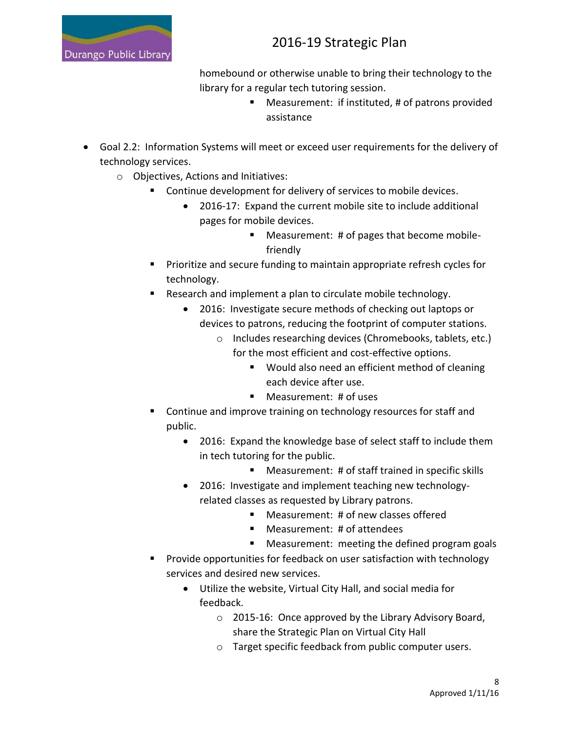homebound or otherwise unable to bring their technology to the library for a regular tech tutoring session.

- Measurement: if instituted, # of patrons provided assistance

- Goal 2.2: Information Systems will meet or exceed user requirements for the delivery of technology services.
  - Objectives, Actions and Initiatives:
    - Continue development for delivery of services to mobile devices.
      - 2016-17: Expand the current mobile site to include additional pages for mobile devices.
        - Measurement: # of pages that become mobile-friendly
    - Prioritize and secure funding to maintain appropriate refresh cycles for technology.
    - Research and implement a plan to circulate mobile technology.
      - 2016: Investigate secure methods of checking out laptops or devices to patrons, reducing the footprint of computer stations.
        - Includes researching devices (Chromebooks, tablets, etc.) for the most efficient and cost-effective options.
          - Would also need an efficient method of cleaning each device after use.
          - Measurement: # of uses
    - Continue and improve training on technology resources for staff and public.
      - 2016: Expand the knowledge base of select staff to include them in tech tutoring for the public.
        - Measurement: # of staff trained in specific skills
      - 2016: Investigate and implement teaching new technology-related classes as requested by Library patrons.
        - Measurement: # of new classes offered
        - Measurement: # of attendees
        - Measurement: meeting the defined program goals
    - Provide opportunities for feedback on user satisfaction with technology services and desired new services.
      - Utilize the website, Virtual City Hall, and social media for feedback.
        - 2015-16: Once approved by the Library Advisory Board, share the Strategic Plan on Virtual City Hall
        - Target specific feedback from public computer users.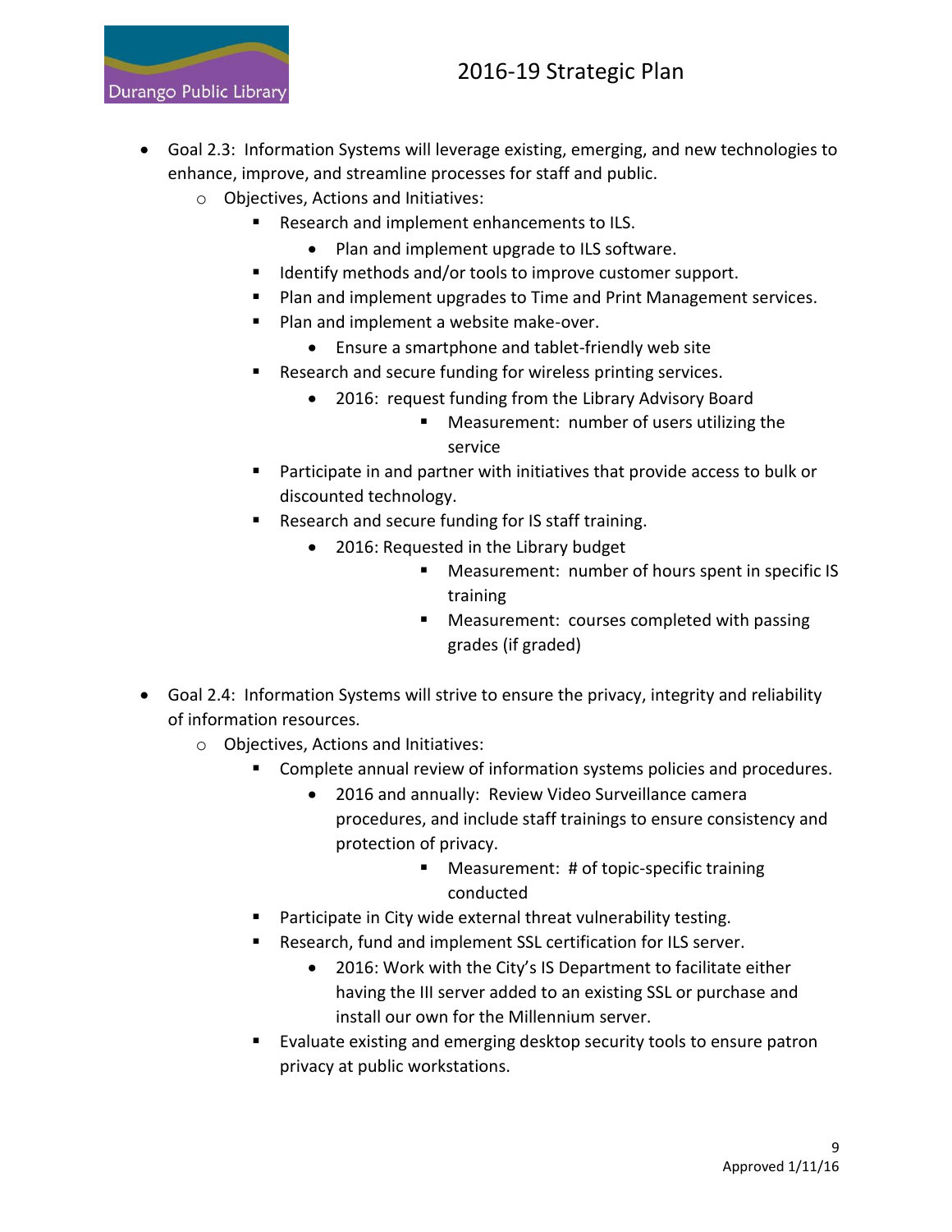- Goal 2.3: Information Systems will leverage existing, emerging, and new technologies to enhance, improve, and streamline processes for staff and public.
  - Objectives, Actions and Initiatives:
    - Research and implement enhancements to ILS.
      - Plan and implement upgrade to ILS software.
    - Identify methods and/or tools to improve customer support.
    - Plan and implement upgrades to Time and Print Management services.
    - Plan and implement a website make-over.
      - Ensure a smartphone and tablet-friendly web site
    - Research and secure funding for wireless printing services.
      - 2016: request funding from the Library Advisory Board
        - Measurement: number of users utilizing the service
    - Participate in and partner with initiatives that provide access to bulk or discounted technology.
    - Research and secure funding for IS staff training.
      - 2016: Requested in the Library budget
        - Measurement: number of hours spent in specific IS training
        - Measurement: courses completed with passing grades (if graded)

- Goal 2.4: Information Systems will strive to ensure the privacy, integrity and reliability of information resources.
  - Objectives, Actions and Initiatives:
    - Complete annual review of information systems policies and procedures.
      - 2016 and annually: Review Video Surveillance camera procedures, and include staff trainings to ensure consistency and protection of privacy.
        - Measurement: # of topic-specific training conducted
    - Participate in City wide external threat vulnerability testing.
    - Research, fund and implement SSL certification for ILS server.
      - 2016: Work with the City's IS Department to facilitate either having the III server added to an existing SSL or purchase and install our own for the Millennium server.
    - Evaluate existing and emerging desktop security tools to ensure patron privacy at public workstations.

Approved 1/11/16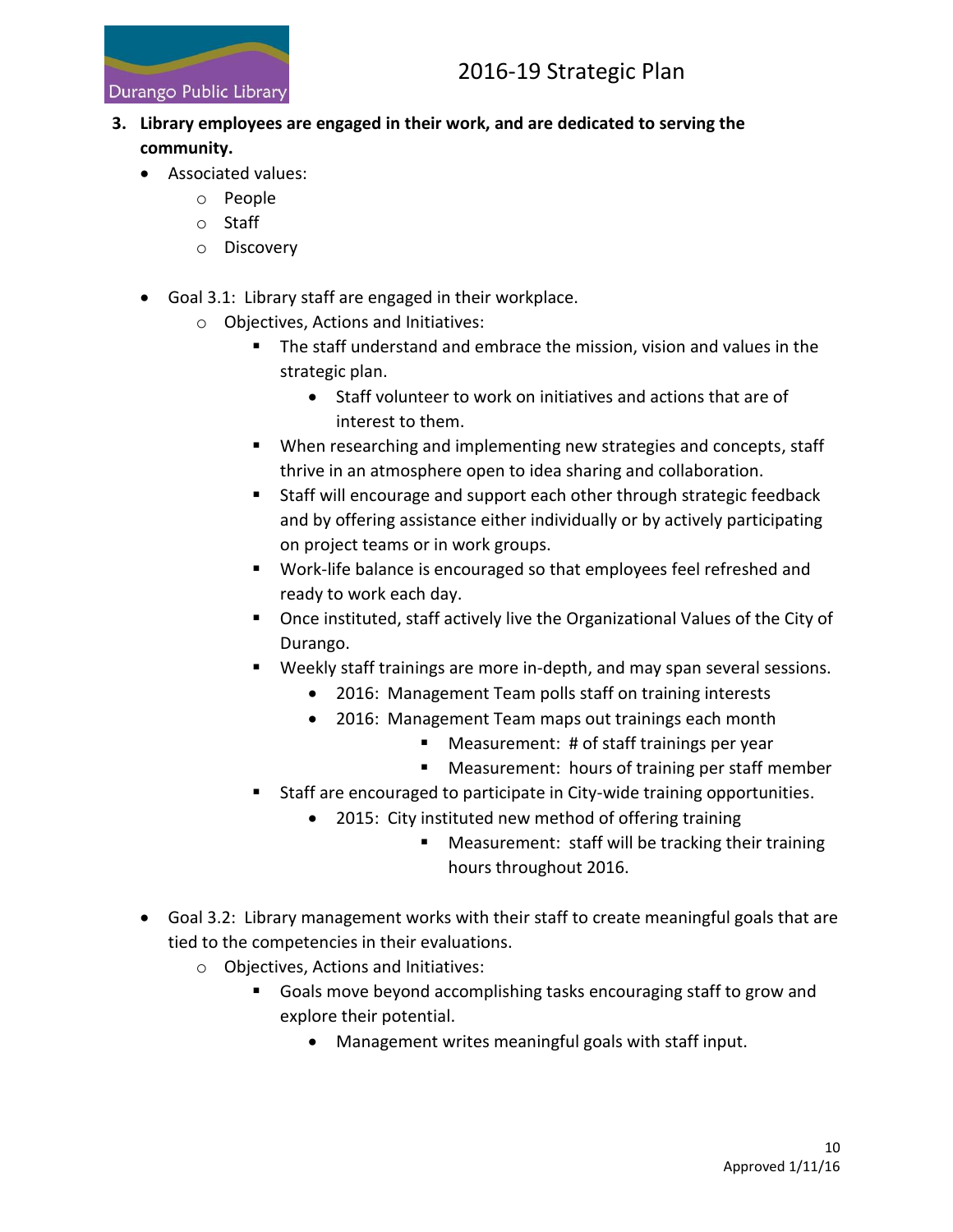3. **Library employees are engaged in their work, and are dedicated to serving the community.**
   - Associated values:
     - People
     - Staff
     - Discovery

   - Goal 3.1: Library staff are engaged in their workplace.
     - Objectives, Actions and Initiatives:
       - The staff understand and embrace the mission, vision and values in the strategic plan.
         - Staff volunteer to work on initiatives and actions that are of interest to them.
       - When researching and implementing new strategies and concepts, staff thrive in an atmosphere open to idea sharing and collaboration.
       - Staff will encourage and support each other through strategic feedback and by offering assistance either individually or by actively participating on project teams or in work groups.
       - Work-life balance is encouraged so that employees feel refreshed and ready to work each day.
       - Once instituted, staff actively live the Organizational Values of the City of Durango.
       - Weekly staff trainings are more in-depth, and may span several sessions.
         - 2016: Management Team polls staff on training interests
         - 2016: Management Team maps out trainings each month
           - Measurement: # of staff trainings per year
           - Measurement: hours of training per staff member
       - Staff are encouraged to participate in City-wide training opportunities.
         - 2015: City instituted new method of offering training
           - Measurement: staff will be tracking their training hours throughout 2016.

   - Goal 3.2: Library management works with their staff to create meaningful goals that are tied to the competencies in their evaluations.
     - Objectives, Actions and Initiatives:
       - Goals move beyond accomplishing tasks encouraging staff to grow and explore their potential.
         - Management writes meaningful goals with staff input.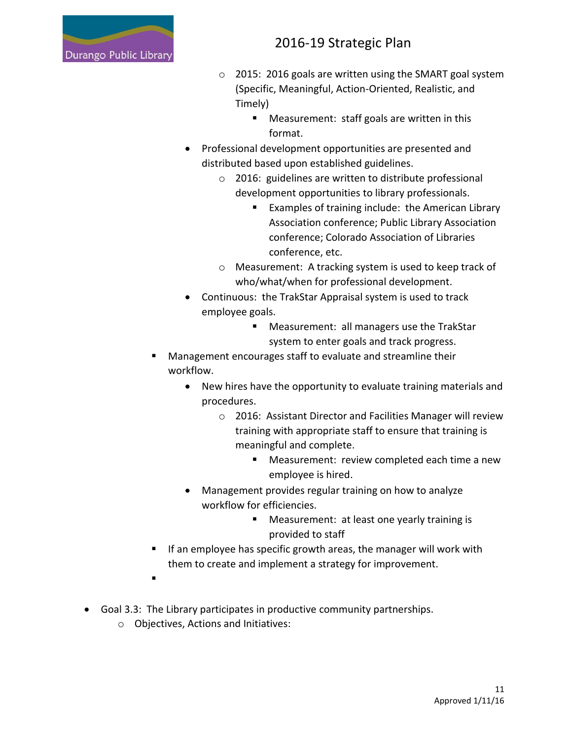- 2015: 2016 goals are written using the SMART goal system (Specific, Meaningful, Action-Oriented, Realistic, and Timely)
          - Measurement: staff goals are written in this format.
      - Professional development opportunities are presented and distributed based upon established guidelines.
        - 2016: guidelines are written to distribute professional development opportunities to library professionals.
          - Examples of training include: the American Library Association conference; Public Library Association conference; Colorado Association of Libraries conference, etc.
        - Measurement: A tracking system is used to keep track of who/what/when for professional development.
      - Continuous: the TrakStar Appraisal system is used to track employee goals.
          - Measurement: all managers use the TrakStar system to enter goals and track progress.
    - Management encourages staff to evaluate and streamline their workflow.
      - New hires have the opportunity to evaluate training materials and procedures.
        - 2016: Assistant Director and Facilities Manager will review training with appropriate staff to ensure that training is meaningful and complete.
          - Measurement: review completed each time a new employee is hired.
      - Management provides regular training on how to analyze workflow for efficiencies.
          - Measurement: at least one yearly training is provided to staff
    - If an employee has specific growth areas, the manager will work with them to create and implement a strategy for improvement.
    -

- Goal 3.3: The Library participates in productive community partnerships.
  - Objectives, Actions and Initiatives:

Approved 1/11/16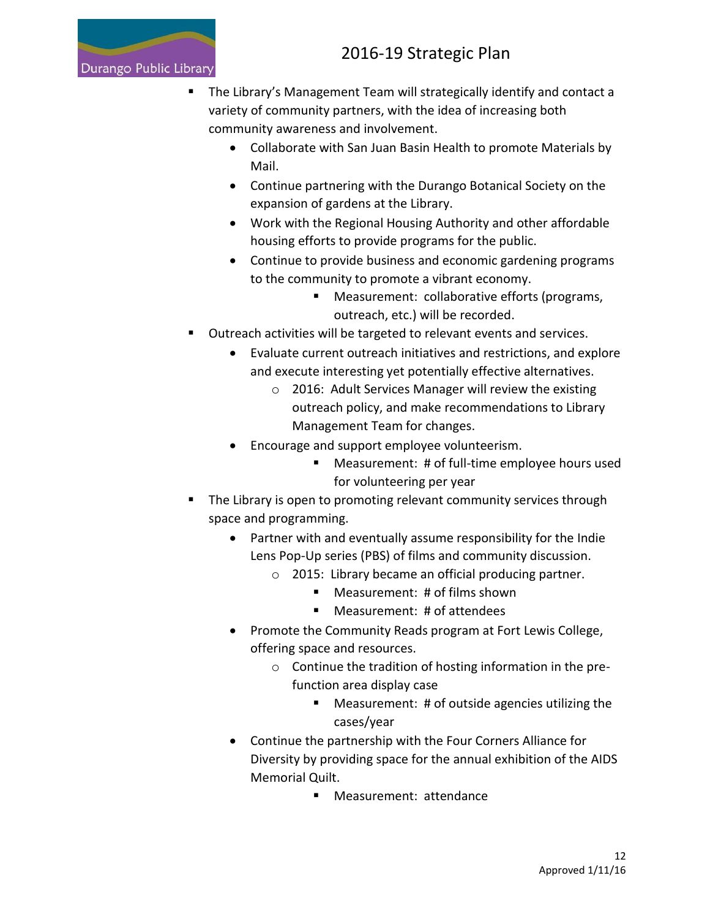- The Library's Management Team will strategically identify and contact a variety of community partners, with the idea of increasing both community awareness and involvement.
    - Collaborate with San Juan Basin Health to promote Materials by Mail.
    - Continue partnering with the Durango Botanical Society on the expansion of gardens at the Library.
    - Work with the Regional Housing Authority and other affordable housing efforts to provide programs for the public.
    - Continue to provide business and economic gardening programs to the community to promote a vibrant economy.
        - Measurement: collaborative efforts (programs, outreach, etc.) will be recorded.
- Outreach activities will be targeted to relevant events and services.
    - Evaluate current outreach initiatives and restrictions, and explore and execute interesting yet potentially effective alternatives.
        - 2016: Adult Services Manager will review the existing outreach policy, and make recommendations to Library Management Team for changes.
    - Encourage and support employee volunteerism.
        - Measurement: # of full-time employee hours used for volunteering per year
- The Library is open to promoting relevant community services through space and programming.
    - Partner with and eventually assume responsibility for the Indie Lens Pop-Up series (PBS) of films and community discussion.
        - 2015: Library became an official producing partner.
            - Measurement: # of films shown
            - Measurement: # of attendees
    - Promote the Community Reads program at Fort Lewis College, offering space and resources.
        - Continue the tradition of hosting information in the pre-function area display case
            - Measurement: # of outside agencies utilizing the cases/year
    - Continue the partnership with the Four Corners Alliance for Diversity by providing space for the annual exhibition of the AIDS Memorial Quilt.
        - Measurement: attendance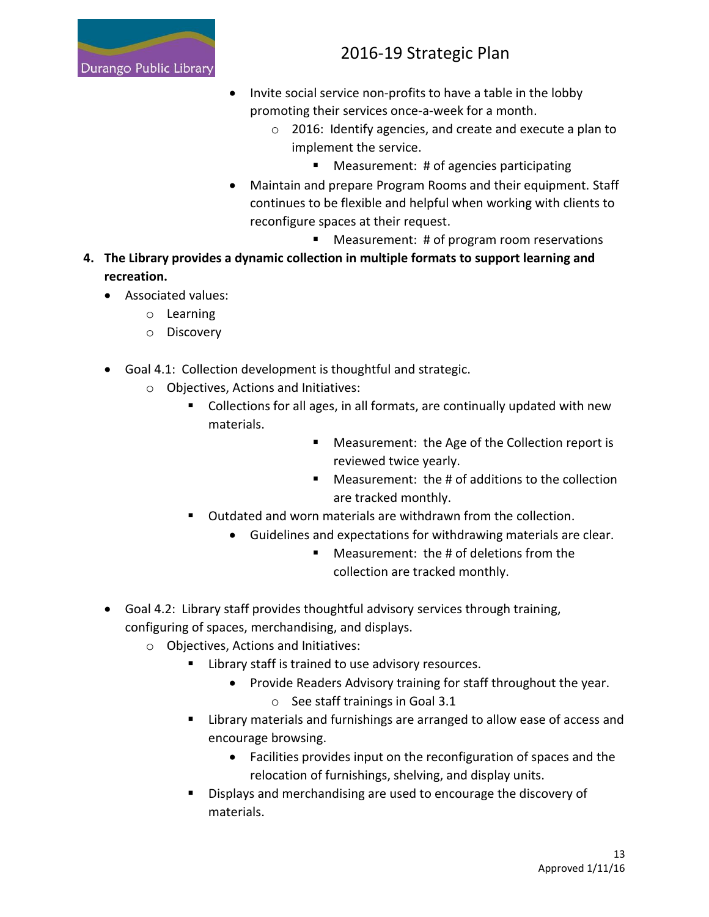- Invite social service non-profits to have a table in the lobby promoting their services once-a-week for a month.
    - 2016: Identify agencies, and create and execute a plan to implement the service.
        - Measurement: # of agencies participating
- Maintain and prepare Program Rooms and their equipment. Staff continues to be flexible and helpful when working with clients to reconfigure spaces at their request.
    - Measurement: # of program room reservations

**4. The Library provides a dynamic collection in multiple formats to support learning and recreation.**

- Associated values:
    - Learning
    - Discovery

- Goal 4.1: Collection development is thoughtful and strategic.
    - Objectives, Actions and Initiatives:
        - Collections for all ages, in all formats, are continually updated with new materials.
            - Measurement: the Age of the Collection report is reviewed twice yearly.
            - Measurement: the # of additions to the collection are tracked monthly.
        - Outdated and worn materials are withdrawn from the collection.
            - Guidelines and expectations for withdrawing materials are clear.
                - Measurement: the # of deletions from the collection are tracked monthly.

- Goal 4.2: Library staff provides thoughtful advisory services through training, configuring of spaces, merchandising, and displays.
    - Objectives, Actions and Initiatives:
        - Library staff is trained to use advisory resources.
            - Provide Readers Advisory training for staff throughout the year.
                - See staff trainings in Goal 3.1
        - Library materials and furnishings are arranged to allow ease of access and encourage browsing.
            - Facilities provides input on the reconfiguration of spaces and the relocation of furnishings, shelving, and display units.
        - Displays and merchandising are used to encourage the discovery of materials.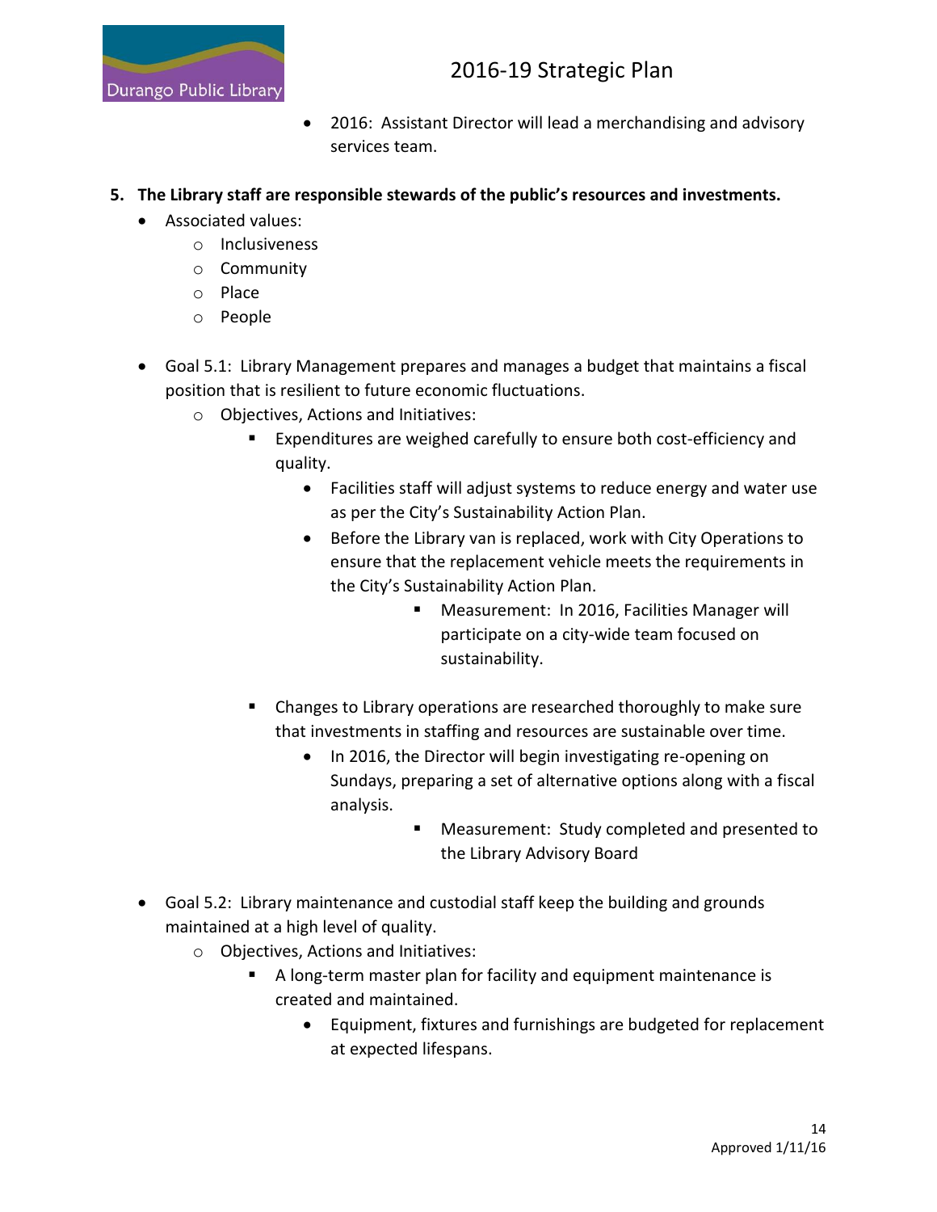- 2016: Assistant Director will lead a merchandising and advisory services team.

5. **The Library staff are responsible stewards of the public's resources and investments.**
    - Associated values:
        - Inclusiveness
        - Community
        - Place
        - People
    - Goal 5.1: Library Management prepares and manages a budget that maintains a fiscal position that is resilient to future economic fluctuations.
        - Objectives, Actions and Initiatives:
            - Expenditures are weighed carefully to ensure both cost-efficiency and quality.
                - Facilities staff will adjust systems to reduce energy and water use as per the City's Sustainability Action Plan.
                - Before the Library van is replaced, work with City Operations to ensure that the replacement vehicle meets the requirements in the City's Sustainability Action Plan.
                    - Measurement: In 2016, Facilities Manager will participate on a city-wide team focused on sustainability.
            - Changes to Library operations are researched thoroughly to make sure that investments in staffing and resources are sustainable over time.
                - In 2016, the Director will begin investigating re-opening on Sundays, preparing a set of alternative options along with a fiscal analysis.
                    - Measurement: Study completed and presented to the Library Advisory Board
    - Goal 5.2: Library maintenance and custodial staff keep the building and grounds maintained at a high level of quality.
        - Objectives, Actions and Initiatives:
            - A long-term master plan for facility and equipment maintenance is created and maintained.
                - Equipment, fixtures and furnishings are budgeted for replacement at expected lifespans.

Approved 1/11/16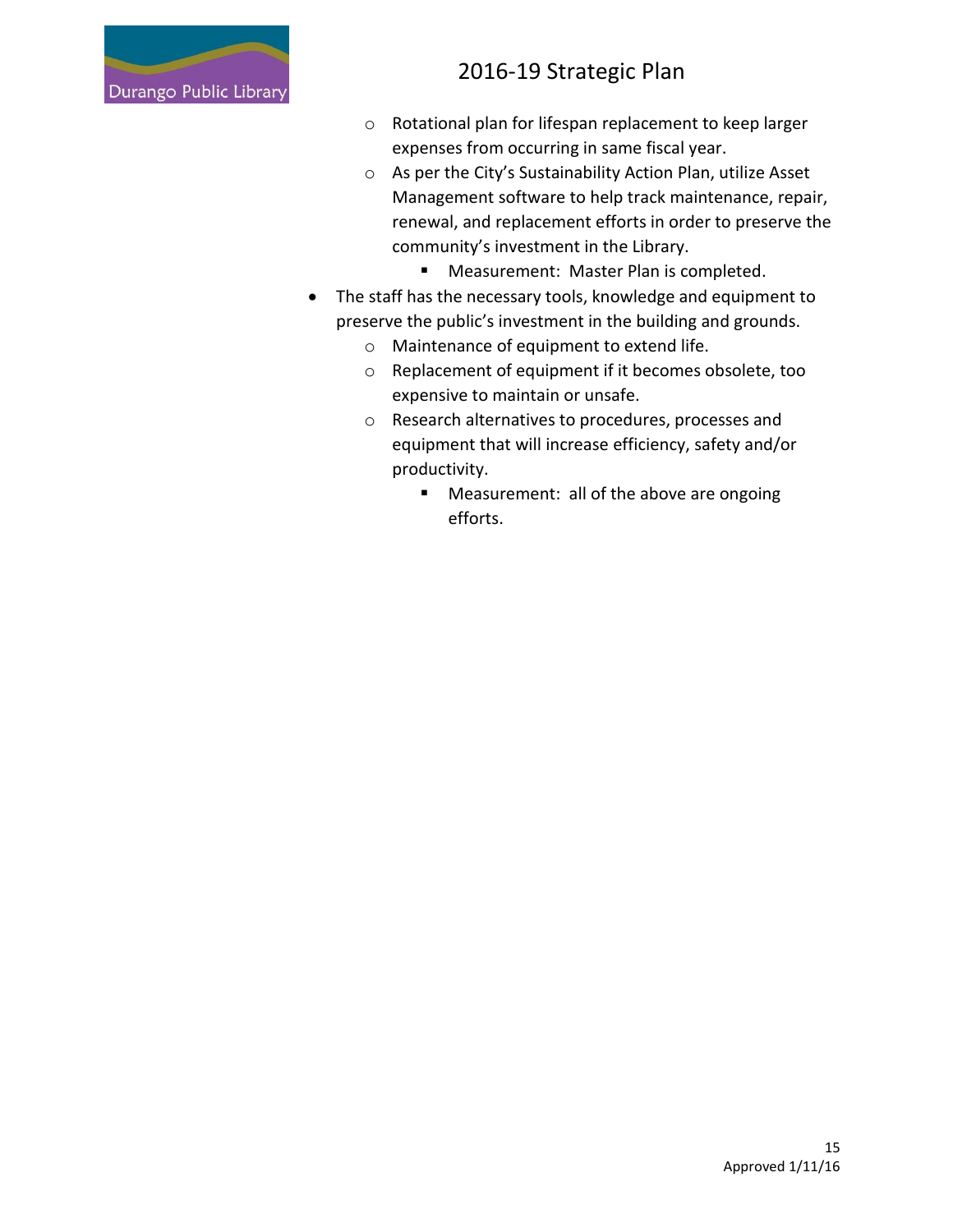- Rotational plan for lifespan replacement to keep larger expenses from occurring in same fiscal year.
  - As per the City's Sustainability Action Plan, utilize Asset Management software to help track maintenance, repair, renewal, and replacement efforts in order to preserve the community's investment in the Library.
    - Measurement: Master Plan is completed.
- The staff has the necessary tools, knowledge and equipment to preserve the public's investment in the building and grounds.
  - Maintenance of equipment to extend life.
  - Replacement of equipment if it becomes obsolete, too expensive to maintain or unsafe.
  - Research alternatives to procedures, processes and equipment that will increase efficiency, safety and/or productivity.
    - Measurement: all of the above are ongoing efforts.